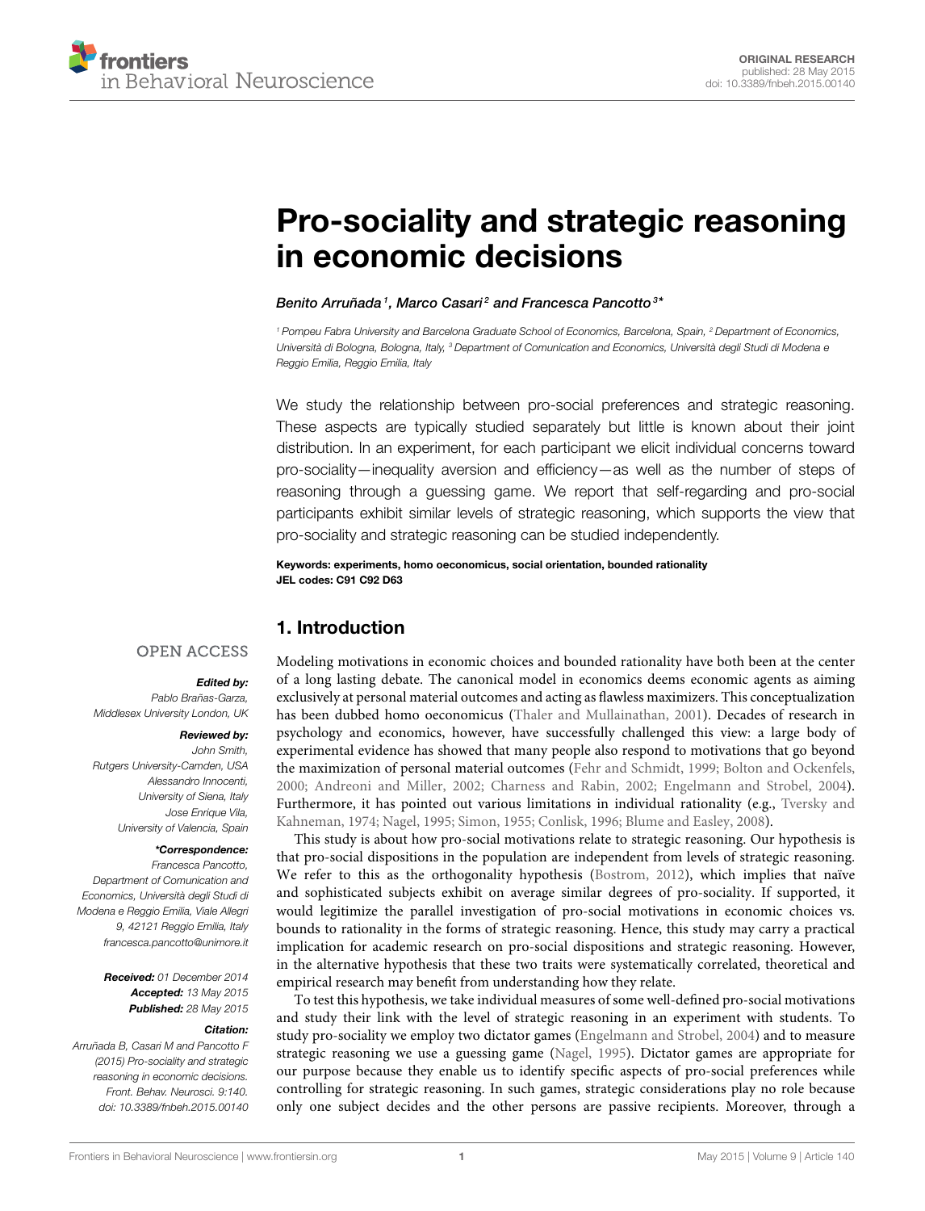ORIGINAL RESEARCH
published: 28 May 2015
doi: 10.3389/fnbeh.2015.00140

# Pro-sociality and strategic reasoning in economic decisions

*Benito Arruñada[1], Marco Casari[2] and Francesca Pancotto[3]**

[1] Pompeu Fabra University and Barcelona Graduate School of Economics, Barcelona, Spain, [2] Department of Economics, Università di Bologna, Bologna, Italy, [3] Department of Comunication and Economics, Università degli Studi di Modena e Reggio Emilia, Reggio Emilia, Italy

We study the relationship between pro-social preferences and strategic reasoning. These aspects are typically studied separately but little is known about their joint distribution. In an experiment, for each participant we elicit individual concerns toward pro-sociality—inequality aversion and efficiency—as well as the number of steps of reasoning through a guessing game. We report that self-regarding and pro-social participants exhibit similar levels of strategic reasoning, which supports the view that pro-sociality and strategic reasoning can be studied independently.

**Keywords: experiments, homo oeconomicus, social orientation, bounded rationality**
**JEL codes: C91 C92 D63**

OPEN ACCESS

***Edited by:***
*Pablo Brañas-Garza, Middlesex University London, UK*

***Reviewed by:***
*John Smith, Rutgers University-Camden, USA*
*Alessandro Innocenti, University of Siena, Italy*
*Jose Enrique Vila, University of Valencia, Spain*

***\*Correspondence:***
*Francesca Pancotto, Department of Comunication and Economics, Università degli Studi di Modena e Reggio Emilia, Viale Allegri 9, 42121 Reggio Emilia, Italy francesca.pancotto@unimore.it*

***Received:*** *01 December 2014*
***Accepted:*** *13 May 2015*
***Published:*** *28 May 2015*

***Citation:***
*Arruñada B, Casari M and Pancotto F (2015) Pro-sociality and strategic reasoning in economic decisions. Front. Behav. Neurosci. 9:140. doi: 10.3389/fnbeh.2015.00140*

## 1. Introduction

Modeling motivations in economic choices and bounded rationality have both been at the center of a long lasting debate. The canonical model in economics deems economic agents as aiming exclusively at personal material outcomes and acting as flawless maximizers. This conceptualization has been dubbed homo oeconomicus (Thaler and Mullainathan, 2001). Decades of research in psychology and economics, however, have successfully challenged this view: a large body of experimental evidence has showed that many people also respond to motivations that go beyond the maximization of personal material outcomes (Fehr and Schmidt, 1999; Bolton and Ockenfels, 2000; Andreoni and Miller, 2002; Charness and Rabin, 2002; Engelmann and Strobel, 2004). Furthermore, it has pointed out various limitations in individual rationality (e.g., Tversky and Kahneman, 1974; Nagel, 1995; Simon, 1955; Conlisk, 1996; Blume and Easley, 2008).

This study is about how pro-social motivations relate to strategic reasoning. Our hypothesis is that pro-social dispositions in the population are independent from levels of strategic reasoning. We refer to this as the orthogonality hypothesis (Bostrom, 2012), which implies that naïve and sophisticated subjects exhibit on average similar degrees of pro-sociality. If supported, it would legitimize the parallel investigation of pro-social motivations in economic choices vs. bounds to rationality in the forms of strategic reasoning. Hence, this study may carry a practical implication for academic research on pro-social dispositions and strategic reasoning. However, in the alternative hypothesis that these two traits were systematically correlated, theoretical and empirical research may benefit from understanding how they relate.

To test this hypothesis, we take individual measures of some well-defined pro-social motivations and study their link with the level of strategic reasoning in an experiment with students. To study pro-sociality we employ two dictator games (Engelmann and Strobel, 2004) and to measure strategic reasoning we use a guessing game (Nagel, 1995). Dictator games are appropriate for our purpose because they enable us to identify specific aspects of pro-social preferences while controlling for strategic reasoning. In such games, strategic considerations play no role because only one subject decides and the other persons are passive recipients. Moreover, through a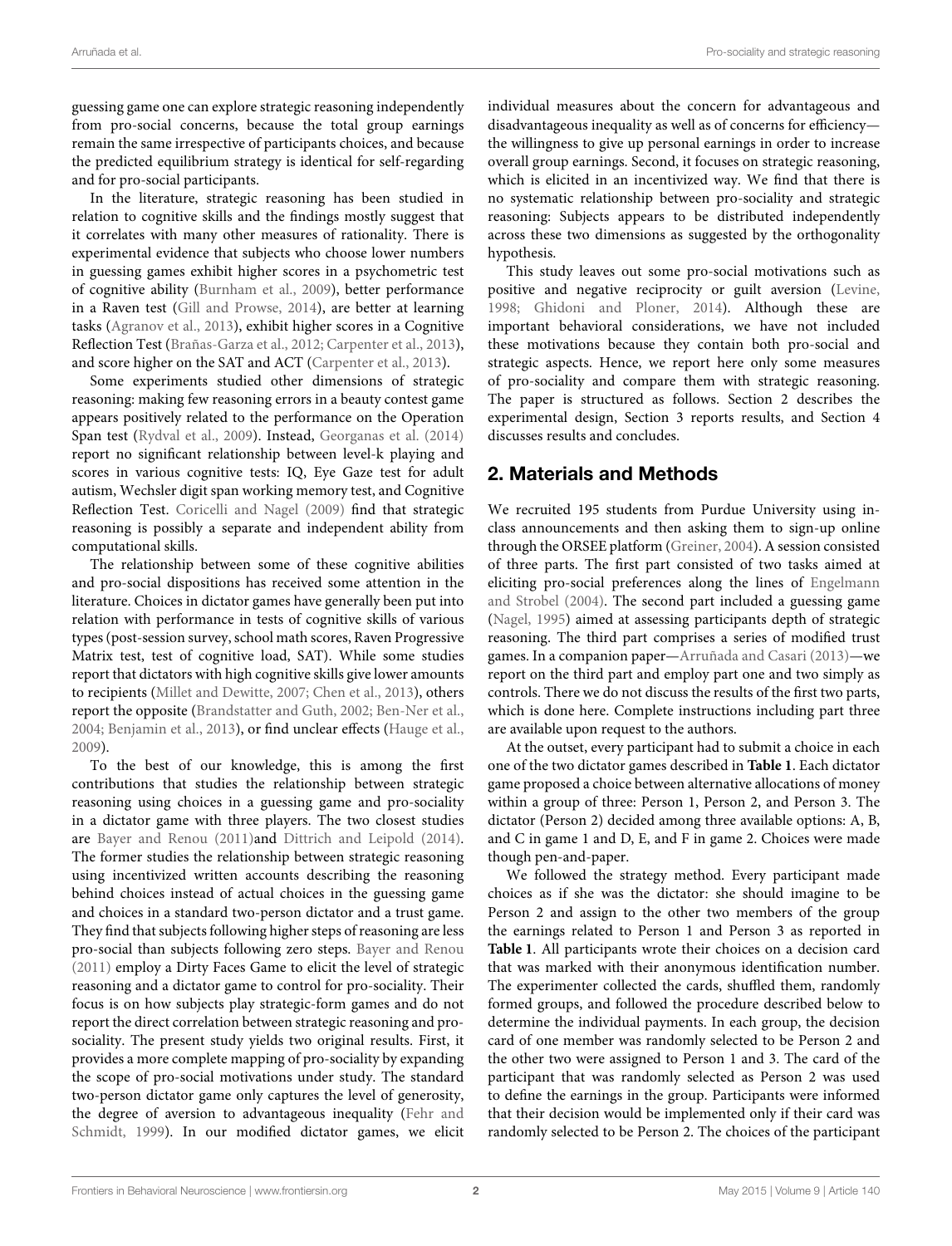guessing game one can explore strategic reasoning independently from pro-social concerns, because the total group earnings remain the same irrespective of participants choices, and because the predicted equilibrium strategy is identical for self-regarding and for pro-social participants.

In the literature, strategic reasoning has been studied in relation to cognitive skills and the findings mostly suggest that it correlates with many other measures of rationality. There is experimental evidence that subjects who choose lower numbers in guessing games exhibit higher scores in a psychometric test of cognitive ability (Burnham et al., 2009), better performance in a Raven test (Gill and Prowse, 2014), are better at learning tasks (Agranov et al., 2013), exhibit higher scores in a Cognitive Reflection Test (Brañas-Garza et al., 2012; Carpenter et al., 2013), and score higher on the SAT and ACT (Carpenter et al., 2013).

Some experiments studied other dimensions of strategic reasoning: making few reasoning errors in a beauty contest game appears positively related to the performance on the Operation Span test (Rydval et al., 2009). Instead, Georganas et al. (2014) report no significant relationship between level-k playing and scores in various cognitive tests: IQ, Eye Gaze test for adult autism, Wechsler digit span working memory test, and Cognitive Reflection Test. Coricelli and Nagel (2009) find that strategic reasoning is possibly a separate and independent ability from computational skills.

The relationship between some of these cognitive abilities and pro-social dispositions has received some attention in the literature. Choices in dictator games have generally been put into relation with performance in tests of cognitive skills of various types (post-session survey, school math scores, Raven Progressive Matrix test, test of cognitive load, SAT). While some studies report that dictators with high cognitive skills give lower amounts to recipients (Millet and Dewitte, 2007; Chen et al., 2013), others report the opposite (Brandstatter and Guth, 2002; Ben-Ner et al., 2004; Benjamin et al., 2013), or find unclear effects (Hauge et al., 2009).

To the best of our knowledge, this is among the first contributions that studies the relationship between strategic reasoning using choices in a guessing game and pro-sociality in a dictator game with three players. The two closest studies are Bayer and Renou (2011)and Dittrich and Leipold (2014). The former studies the relationship between strategic reasoning using incentivized written accounts describing the reasoning behind choices instead of actual choices in the guessing game and choices in a standard two-person dictator and a trust game. They find that subjects following higher steps of reasoning are less pro-social than subjects following zero steps. Bayer and Renou (2011) employ a Dirty Faces Game to elicit the level of strategic reasoning and a dictator game to control for pro-sociality. Their focus is on how subjects play strategic-form games and do not report the direct correlation between strategic reasoning and pro-sociality. The present study yields two original results. First, it provides a more complete mapping of pro-sociality by expanding the scope of pro-social motivations under study. The standard two-person dictator game only captures the level of generosity, the degree of aversion to advantageous inequality (Fehr and Schmidt, 1999). In our modified dictator games, we elicit individual measures about the concern for advantageous and disadvantageous inequality as well as of concerns for efficiency—the willingness to give up personal earnings in order to increase overall group earnings. Second, it focuses on strategic reasoning, which is elicited in an incentivized way. We find that there is no systematic relationship between pro-sociality and strategic reasoning: Subjects appears to be distributed independently across these two dimensions as suggested by the orthogonality hypothesis.

This study leaves out some pro-social motivations such as positive and negative reciprocity or guilt aversion (Levine, 1998; Ghidoni and Ploner, 2014). Although these are important behavioral considerations, we have not included these motivations because they contain both pro-social and strategic aspects. Hence, we report here only some measures of pro-sociality and compare them with strategic reasoning. The paper is structured as follows. Section 2 describes the experimental design, Section 3 reports results, and Section 4 discusses results and concludes.

## 2. Materials and Methods

We recruited 195 students from Purdue University using in-class announcements and then asking them to sign-up online through the ORSEE platform (Greiner, 2004). A session consisted of three parts. The first part consisted of two tasks aimed at eliciting pro-social preferences along the lines of Engelmann and Strobel (2004). The second part included a guessing game (Nagel, 1995) aimed at assessing participants depth of strategic reasoning. The third part comprises a series of modified trust games. In a companion paper—Arruñada and Casari (2013)—we report on the third part and employ part one and two simply as controls. There we do not discuss the results of the first two parts, which is done here. Complete instructions including part three are available upon request to the authors.

At the outset, every participant had to submit a choice in each one of the two dictator games described in **Table 1**. Each dictator game proposed a choice between alternative allocations of money within a group of three: Person 1, Person 2, and Person 3. The dictator (Person 2) decided among three available options: A, B, and C in game 1 and D, E, and F in game 2. Choices were made though pen-and-paper.

We followed the strategy method. Every participant made choices as if she was the dictator: she should imagine to be Person 2 and assign to the other two members of the group the earnings related to Person 1 and Person 3 as reported in **Table 1**. All participants wrote their choices on a decision card that was marked with their anonymous identification number. The experimenter collected the cards, shuffled them, randomly formed groups, and followed the procedure described below to determine the individual payments. In each group, the decision card of one member was randomly selected to be Person 2 and the other two were assigned to Person 1 and 3. The card of the participant that was randomly selected as Person 2 was used to define the earnings in the group. Participants were informed that their decision would be implemented only if their card was randomly selected to be Person 2. The choices of the participant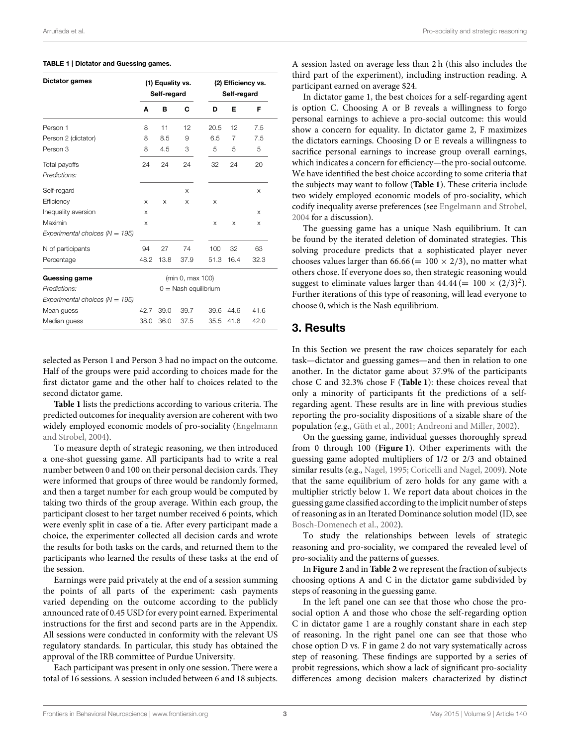**TABLE 1 | Dictator and Guessing games.**

| Dictator games | (1) Equality vs. Self-regard | | | (2) Efficiency vs. Self-regard | | |
|---|---|---|---|---|---|---|
| | **A** | **B** | **C** | **D** | **E** | **F** |
| Person 1 | 8 | 11 | 12 | 20.5 | 12 | 7.5 |
| Person 2 (dictator) | 8 | 8.5 | 9 | 6.5 | 7 | 7.5 |
| Person 3 | 8 | 4.5 | 3 | 5 | 5 | 5 |
| Total payoffs | 24 | 24 | 24 | 32 | 24 | 20 |
| *Predictions:* | | | | | | |
| Self-regard | | | x | | | x |
| Efficiency | x | x | x | x | | |
| Inequality aversion | x | | | | | x |
| Maximin | x | | | x | x | x |
| *Experimental choices (N = 195)* | | | | | | |
| N of participants | 94 | 27 | 74 | 100 | 32 | 63 |
| Percentage | 48.2 | 13.8 | 37.9 | 51.3 | 16.4 | 32.3 |
| **Guessing game** | (min 0, max 100) | | | | | |
| *Predictions:* | 0 = Nash equilibrium | | | | | |
| *Experimental choices (N = 195)* | | | | | | |
| Mean guess | 42.7 | 39.0 | 39.7 | 39.6 | 44.6 | 41.6 |
| Median guess | 38.0 | 36.0 | 37.5 | 35.5 | 41.6 | 42.0 |

selected as Person 1 and Person 3 had no impact on the outcome. Half of the groups were paid according to choices made for the first dictator game and the other half to choices related to the second dictator game.

**Table 1** lists the predictions according to various criteria. The predicted outcomes for inequality aversion are coherent with two widely employed economic models of pro-sociality (Engelmann and Strobel, 2004).

To measure depth of strategic reasoning, we then introduced a one-shot guessing game. All participants had to write a real number between 0 and 100 on their personal decision cards. They were informed that groups of three would be randomly formed, and then a target number for each group would be computed by taking two thirds of the group average. Within each group, the participant closest to her target number received 6 points, which were evenly split in case of a tie. After every participant made a choice, the experimenter collected all decision cards and wrote the results for both tasks on the cards, and returned them to the participants who learned the results of these tasks at the end of the session.

Earnings were paid privately at the end of a session summing the points of all parts of the experiment: cash payments varied depending on the outcome according to the publicly announced rate of 0.45 USD for every point earned. Experimental instructions for the first and second parts are in the Appendix. All sessions were conducted in conformity with the relevant US regulatory standards. In particular, this study has obtained the approval of the IRB committee of Purdue University.

Each participant was present in only one session. There were a total of 16 sessions. A session included between 6 and 18 subjects. A session lasted on average less than 2 h (this also includes the third part of the experiment), including instruction reading. A participant earned on average $24.

In dictator game 1, the best choices for a self-regarding agent is option C. Choosing A or B reveals a willingness to forgo personal earnings to achieve a pro-social outcome: this would show a concern for equality. In dictator game 2, F maximizes the dictators earnings. Choosing D or E reveals a willingness to sacrifice personal earnings to increase group overall earnings, which indicates a concern for efficiency—the pro-social outcome. We have identified the best choice according to some criteria that the subjects may want to follow (**Table 1**). These criteria include two widely employed economic models of pro-sociality, which codify inequality averse preferences (see Engelmann and Strobel, 2004 for a discussion).

The guessing game has a unique Nash equilibrium. It can be found by the iterated deletion of dominated strategies. This solving procedure predicts that a sophisticated player never chooses values larger than $66.66 \ (= 100 \times 2/3)$, no matter what others chose. If everyone does so, then strategic reasoning would suggest to eliminate values larger than $44.44 \ (= 100 \times (2/3)^2)$. Further iterations of this type of reasoning, will lead everyone to choose 0, which is the Nash equilibrium.

## 3. Results

In this Section we present the raw choices separately for each task—dictator and guessing games—and then in relation to one another. In the dictator game about 37.9% of the participants chose C and 32.3% chose F (**Table 1**): these choices reveal that only a minority of participants fit the predictions of a self-regarding agent. These results are in line with previous studies reporting the pro-sociality dispositions of a sizable share of the population (e.g., Güth et al., 2001; Andreoni and Miller, 2002).

On the guessing game, individual guesses thoroughly spread from 0 through 100 (**Figure 1**). Other experiments with the guessing game adopted multipliers of 1/2 or 2/3 and obtained similar results (e.g., Nagel, 1995; Coricelli and Nagel, 2009). Note that the same equilibrium of zero holds for any game with a multiplier strictly below 1. We report data about choices in the guessing game classified according to the implicit number of steps of reasoning as in an Iterated Dominance solution model (ID, see Bosch-Domenech et al., 2002).

To study the relationships between levels of strategic reasoning and pro-sociality, we compared the revealed level of pro-sociality and the patterns of guesses.

In **Figure 2** and in **Table 2** we represent the fraction of subjects choosing options A and C in the dictator game subdivided by steps of reasoning in the guessing game.

In the left panel one can see that those who chose the pro-social option A and those who chose the self-regarding option C in dictator game 1 are a roughly constant share in each step of reasoning. In the right panel one can see that those who chose option D vs. F in game 2 do not vary systematically across step of reasoning. These findings are supported by a series of probit regressions, which show a lack of significant pro-sociality differences among decision makers characterized by distinct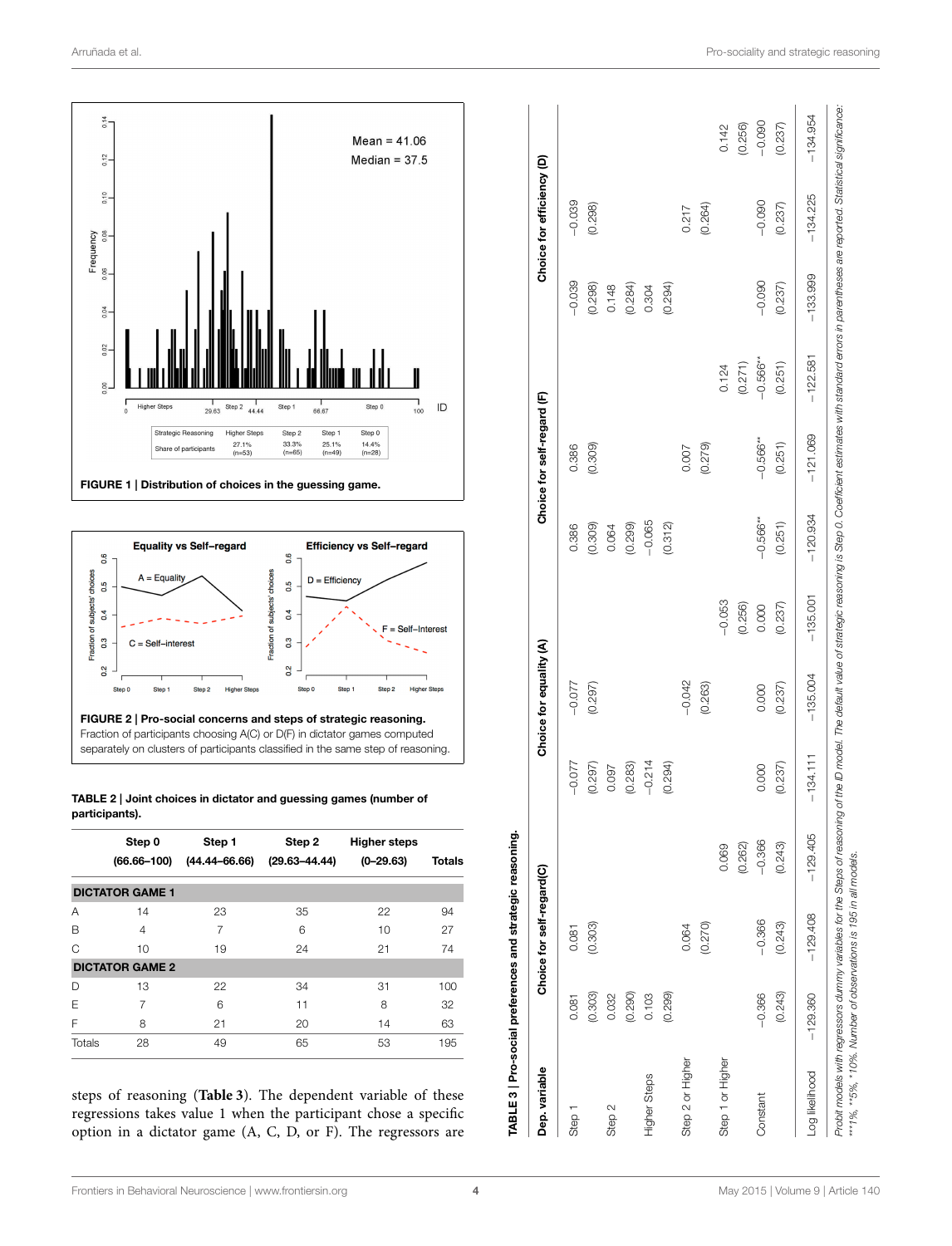**FIGURE 1 | Distribution of choices in the guessing game.**

**FIGURE 2 | Pro-social concerns and steps of strategic reasoning.** Fraction of participants choosing A(C) or D(F) in dictator games computed separately on clusters of participants classified in the same step of reasoning.

**TABLE 2 | Joint choices in dictator and guessing games (number of participants).**

| | Step 0 (66.66–100) | Step 1 (44.44–66.66) | Step 2 (29.63–44.44) | Higher steps (0–29.63) | Totals |
|---|---|---|---|---|---|
| **DICTATOR GAME 1** | | | | | |
| A | 14 | 23 | 35 | 22 | 94 |
| B | 4 | 7 | 6 | 10 | 27 |
| C | 10 | 19 | 24 | 21 | 74 |
| **DICTATOR GAME 2** | | | | | |
| D | 13 | 22 | 34 | 31 | 100 |
| E | 7 | 6 | 11 | 8 | 32 |
| F | 8 | 21 | 20 | 14 | 63 |
| Totals | 28 | 49 | 65 | 53 | 195 |

steps of reasoning (**Table 3**). The dependent variable of these regressions takes value 1 when the participant chose a specific option in a dictator game (A, C, D, or F). The regressors are

**TABLE 3 | Pro-social preferences and strategic reasoning.**

| Dep. variable | Choice for self-regard(C) | | | Choice for equality (A) | | | Choice for self-regard (F) | | | Choice for efficiency (D) | | |
|---|---|---|---|---|---|---|---|---|---|---|---|---|
| Step 1 | 0.081 | 0.081 | | −0.077 | −0.077 | | 0.386 | 0.386 | | −0.039 | −0.039 | |
| | (0.303) | (0.303) | | (0.297) | (0.297) | | (0.309) | (0.309) | | (0.298) | (0.298) | |
| Step 2 | 0.032 | | | 0.097 | | | 0.064 | | | 0.148 | | |
| | (0.290) | | | (0.283) | | | (0.299) | | | (0.284) | | |
| Higher Steps | 0.103 | | | −0.214 | | | −0.065 | | | 0.304 | | |
| | (0.299) | | | (0.294) | | | (0.312) | | | (0.294) | | |
| Step 2 or Higher | | 0.064 | | | −0.042 | | | 0.007 | | | 0.217 | |
| | | (0.270) | | | (0.263) | | | (0.279) | | | (0.264) | |
| Step 1 or Higher | | | 0.069 | | | −0.053 | | | 0.124 | | | 0.142 |
| | | | (0.262) | | | (0.256) | | | (0.271) | | | (0.256) |
| Constant | −0.366 | −0.366 | −0.366 | 0.000 | 0.000 | 0.000 | −0.566** | −0.566** | −0.566** | −0.090 | −0.090 | −0.090 |
| | (0.243) | (0.243) | (0.243) | (0.237) | (0.237) | (0.237) | (0.251) | (0.251) | (0.251) | (0.237) | (0.237) | (0.237) |
| Log likelihood | −129.360 | −129.408 | −129.405 | −134.111 | −135.004 | −135.001 | −120.934 | −121.069 | −122.581 | −133.999 | −134.225 | −134.954 |

*Probit models with regressors dummy variables for the Steps of reasoning of the ID model. The default value of strategic reasoning is Step 0. Coefficient estimates with standard errors in parentheses are reported. Statistical significance: ***1%, **5%, *10%. Number of observations is 195 in all models.*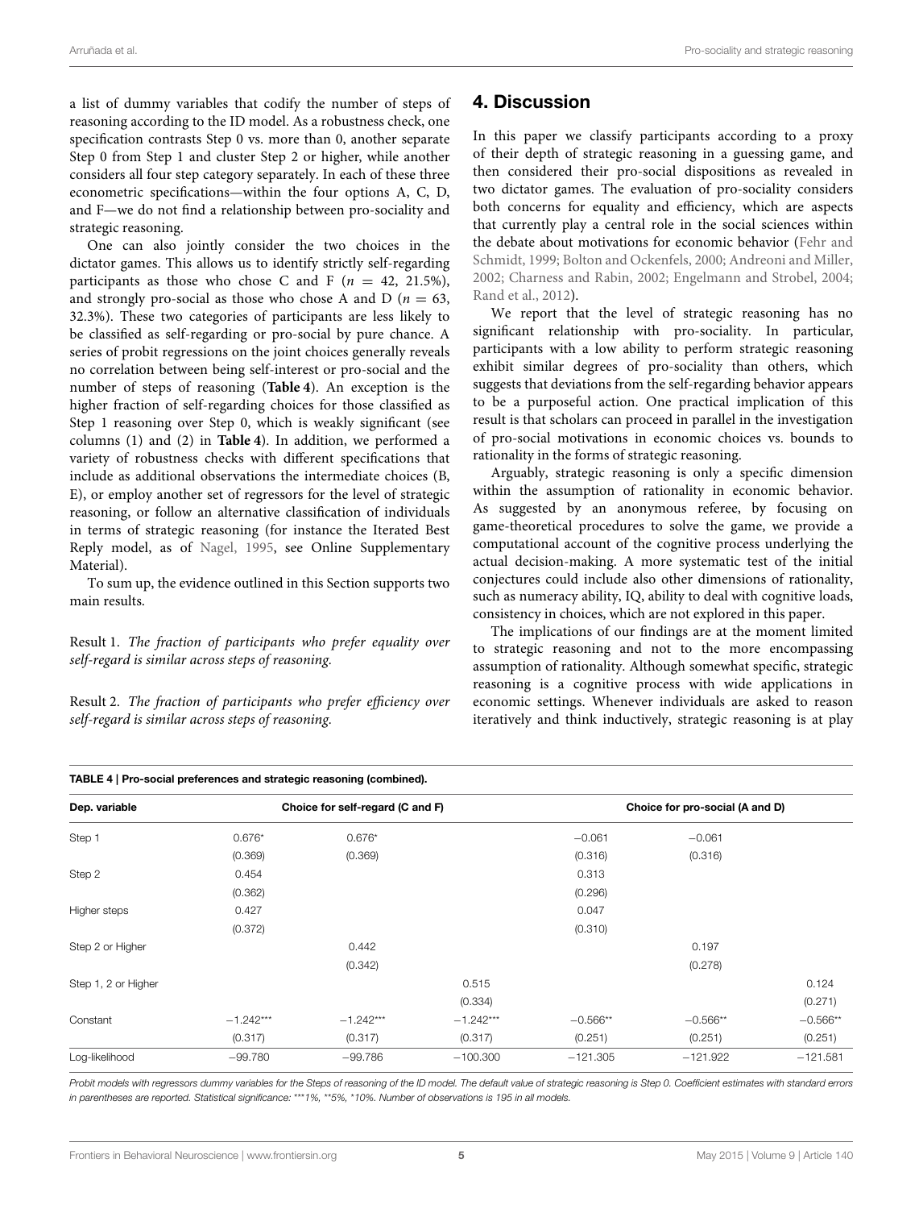a list of dummy variables that codify the number of steps of reasoning according to the ID model. As a robustness check, one specification contrasts Step 0 vs. more than 0, another separate Step 0 from Step 1 and cluster Step 2 or higher, while another considers all four step category separately. In each of these three econometric specifications—within the four options A, C, D, and F—we do not find a relationship between pro-sociality and strategic reasoning.

One can also jointly consider the two choices in the dictator games. This allows us to identify strictly self-regarding participants as those who chose C and F ($n = 42$, 21.5%), and strongly pro-social as those who chose A and D ($n = 63$, 32.3%). These two categories of participants are less likely to be classified as self-regarding or pro-social by pure chance. A series of probit regressions on the joint choices generally reveals no correlation between being self-interest or pro-social and the number of steps of reasoning (**Table 4**). An exception is the higher fraction of self-regarding choices for those classified as Step 1 reasoning over Step 0, which is weakly significant (see columns (1) and (2) in **Table 4**). In addition, we performed a variety of robustness checks with different specifications that include as additional observations the intermediate choices (B, E), or employ another set of regressors for the level of strategic reasoning, or follow an alternative classification of individuals in terms of strategic reasoning (for instance the Iterated Best Reply model, as of Nagel, 1995, see Online Supplementary Material).

To sum up, the evidence outlined in this Section supports two main results.

Result 1. *The fraction of participants who prefer equality over self-regard is similar across steps of reasoning.*

Result 2. *The fraction of participants who prefer efficiency over self-regard is similar across steps of reasoning.*

## 4. Discussion

In this paper we classify participants according to a proxy of their depth of strategic reasoning in a guessing game, and then considered their pro-social dispositions as revealed in two dictator games. The evaluation of pro-sociality considers both concerns for equality and efficiency, which are aspects that currently play a central role in the social sciences within the debate about motivations for economic behavior (Fehr and Schmidt, 1999; Bolton and Ockenfels, 2000; Andreoni and Miller, 2002; Charness and Rabin, 2002; Engelmann and Strobel, 2004; Rand et al., 2012).

We report that the level of strategic reasoning has no significant relationship with pro-sociality. In particular, participants with a low ability to perform strategic reasoning exhibit similar degrees of pro-sociality than others, which suggests that deviations from the self-regarding behavior appears to be a purposeful action. One practical implication of this result is that scholars can proceed in parallel in the investigation of pro-social motivations in economic choices vs. bounds to rationality in the forms of strategic reasoning.

Arguably, strategic reasoning is only a specific dimension within the assumption of rationality in economic behavior. As suggested by an anonymous referee, by focusing on game-theoretical procedures to solve the game, we provide a computational account of the cognitive process underlying the actual decision-making. A more systematic test of the initial conjectures could include also other dimensions of rationality, such as numeracy ability, IQ, ability to deal with cognitive loads, consistency in choices, which are not explored in this paper.

The implications of our findings are at the moment limited to strategic reasoning and not to the more encompassing assumption of rationality. Although somewhat specific, strategic reasoning is a cognitive process with wide applications in economic settings. Whenever individuals are asked to reason iteratively and think inductively, strategic reasoning is at play

**TABLE 4 | Pro-social preferences and strategic reasoning (combined).**

| Dep. variable | Choice for self-regard (C and F) | | | Choice for pro-social (A and D) | | |
|---|---|---|---|---|---|---|
| Step 1 | 0.676* | 0.676* | | −0.061 | −0.061 | |
| | (0.369) | (0.369) | | (0.316) | (0.316) | |
| Step 2 | 0.454 | | | 0.313 | | |
| | (0.362) | | | (0.296) | | |
| Higher steps | 0.427 | | | 0.047 | | |
| | (0.372) | | | (0.310) | | |
| Step 2 or Higher | | 0.442 | | | 0.197 | |
| | | (0.342) | | | (0.278) | |
| Step 1, 2 or Higher | | | 0.515 | | | 0.124 |
| | | | (0.334) | | | (0.271) |
| Constant | −1.242*** | −1.242*** | −1.242*** | −0.566** | −0.566** | −0.566** |
| | (0.317) | (0.317) | (0.317) | (0.251) | (0.251) | (0.251) |
| Log-likelihood | −99.780 | −99.786 | −100.300 | −121.305 | −121.922 | −121.581 |

*Probit models with regressors dummy variables for the Steps of reasoning of the ID model. The default value of strategic reasoning is Step 0. Coefficient estimates with standard errors in parentheses are reported. Statistical significance: ***1%, **5%, *10%. Number of observations is 195 in all models.*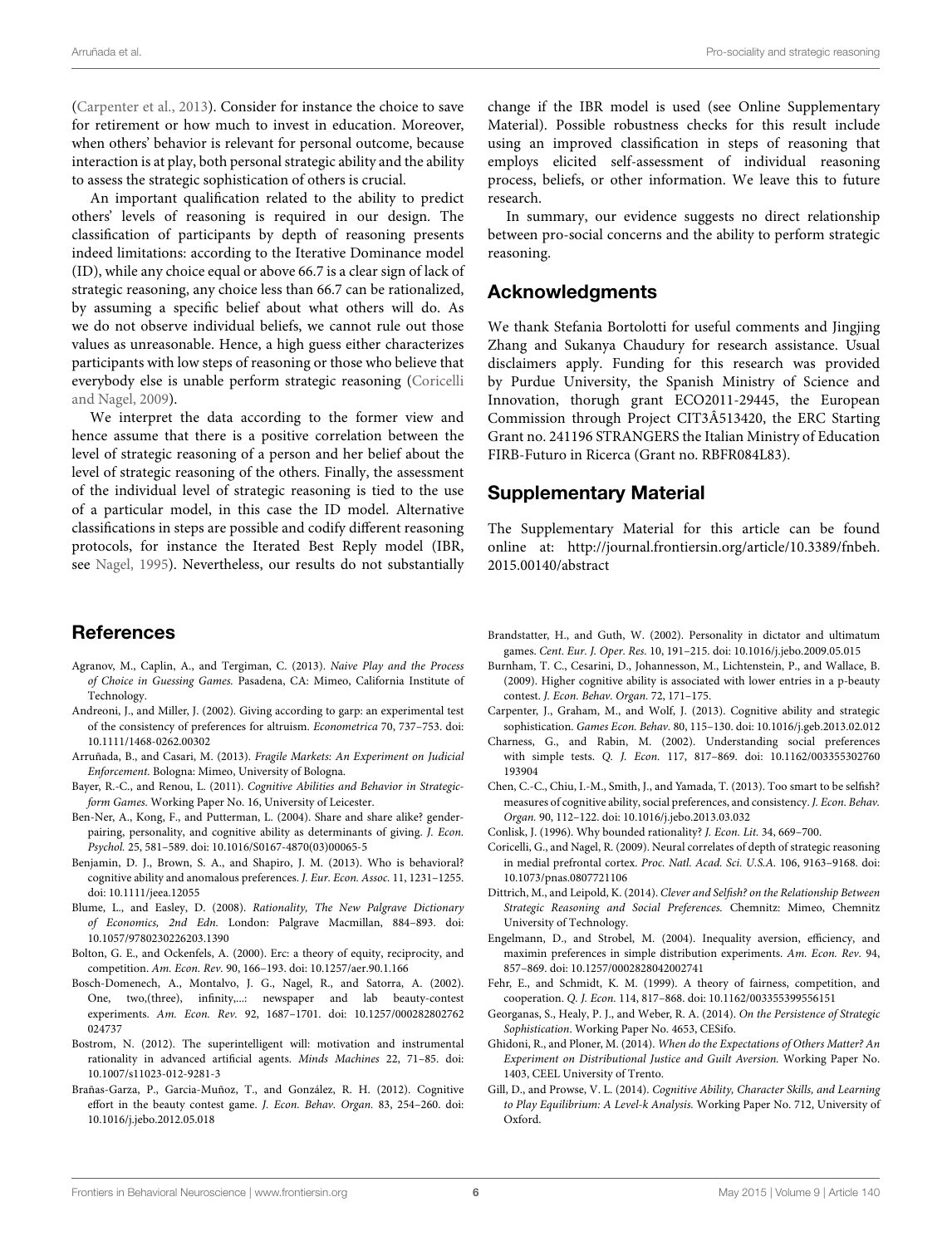(Carpenter et al., 2013). Consider for instance the choice to save for retirement or how much to invest in education. Moreover, when others' behavior is relevant for personal outcome, because interaction is at play, both personal strategic ability and the ability to assess the strategic sophistication of others is crucial.

An important qualification related to the ability to predict others' levels of reasoning is required in our design. The classification of participants by depth of reasoning presents indeed limitations: according to the Iterative Dominance model (ID), while any choice equal or above 66.7 is a clear sign of lack of strategic reasoning, any choice less than 66.7 can be rationalized, by assuming a specific belief about what others will do. As we do not observe individual beliefs, we cannot rule out those values as unreasonable. Hence, a high guess either characterizes participants with low steps of reasoning or those who believe that everybody else is unable perform strategic reasoning (Coricelli and Nagel, 2009).

We interpret the data according to the former view and hence assume that there is a positive correlation between the level of strategic reasoning of a person and her belief about the level of strategic reasoning of the others. Finally, the assessment of the individual level of strategic reasoning is tied to the use of a particular model, in this case the ID model. Alternative classifications in steps are possible and codify different reasoning protocols, for instance the Iterated Best Reply model (IBR, see Nagel, 1995). Nevertheless, our results do not substantially change if the IBR model is used (see Online Supplementary Material). Possible robustness checks for this result include using an improved classification in steps of reasoning that employs elicited self-assessment of individual reasoning process, beliefs, or other information. We leave this to future research.

In summary, our evidence suggests no direct relationship between pro-social concerns and the ability to perform strategic reasoning.

## Acknowledgments

We thank Stefania Bortolotti for useful comments and Jingjing Zhang and Sukanya Chaudury for research assistance. Usual disclaimers apply. Funding for this research was provided by Purdue University, the Spanish Ministry of Science and Innovation, thorugh grant ECO2011-29445, the European Commission through Project CIT3Â513420, the ERC Starting Grant no. 241196 STRANGERS the Italian Ministry of Education FIRB-Futuro in Ricerca (Grant no. RBFR084L83).

## Supplementary Material

The Supplementary Material for this article can be found online at: http://journal.frontiersin.org/article/10.3389/fnbeh.2015.00140/abstract

## References

Agranov, M., Caplin, A., and Tergiman, C. (2013). *Naive Play and the Process of Choice in Guessing Games.* Pasadena, CA: Mimeo, California Institute of Technology.

Andreoni, J., and Miller, J. (2002). Giving according to garp: an experimental test of the consistency of preferences for altruism. *Econometrica* 70, 737–753. doi: 10.1111/1468-0262.00302

Arruñada, B., and Casari, M. (2013). *Fragile Markets: An Experiment on Judicial Enforcement.* Bologna: Mimeo, University of Bologna.

Bayer, R.-C., and Renou, L. (2011). *Cognitive Abilities and Behavior in Strategic-form Games.* Working Paper No. 16, University of Leicester.

Ben-Ner, A., Kong, F., and Putterman, L. (2004). Share and share alike? gender-pairing, personality, and cognitive ability as determinants of giving. *J. Econ. Psychol.* 25, 581–589. doi: 10.1016/S0167-4870(03)00065-5

Benjamin, D. J., Brown, S. A., and Shapiro, J. M. (2013). Who is behavioral? cognitive ability and anomalous preferences. *J. Eur. Econ. Assoc.* 11, 1231–1255. doi: 10.1111/jeea.12055

Blume, L., and Easley, D. (2008). *Rationality, The New Palgrave Dictionary of Economics, 2nd Edn.* London: Palgrave Macmillan, 884–893. doi: 10.1057/9780230226203.1390

Bolton, G. E., and Ockenfels, A. (2000). Erc: a theory of equity, reciprocity, and competition. *Am. Econ. Rev.* 90, 166–193. doi: 10.1257/aer.90.1.166

Bosch-Domenech, A., Montalvo, J. G., Nagel, R., and Satorra, A. (2002). One, two,(three), infinity,...: newspaper and lab beauty-contest experiments. *Am. Econ. Rev.* 92, 1687–1701. doi: 10.1257/000282802762024737

Bostrom, N. (2012). The superintelligent will: motivation and instrumental rationality in advanced artificial agents. *Minds Machines* 22, 71–85. doi: 10.1007/s11023-012-9281-3

Brañas-Garza, P., Garcia-Muñoz, T., and González, R. H. (2012). Cognitive effort in the beauty contest game. *J. Econ. Behav. Organ.* 83, 254–260. doi: 10.1016/j.jebo.2012.05.018

Brandstatter, H., and Guth, W. (2002). Personality in dictator and ultimatum games. *Cent. Eur. J. Oper. Res.* 10, 191–215. doi: 10.1016/j.jebo.2009.05.015

Burnham, T. C., Cesarini, D., Johannesson, M., Lichtenstein, P., and Wallace, B. (2009). Higher cognitive ability is associated with lower entries in a p-beauty contest. *J. Econ. Behav. Organ.* 72, 171–175.

Carpenter, J., Graham, M., and Wolf, J. (2013). Cognitive ability and strategic sophistication. *Games Econ. Behav.* 80, 115–130. doi: 10.1016/j.geb.2013.02.012

Charness, G., and Rabin, M. (2002). Understanding social preferences with simple tests. *Q. J. Econ.* 117, 817–869. doi: 10.1162/003355302760193904

Chen, C.-C., Chiu, I.-M., Smith, J., and Yamada, T. (2013). Too smart to be selfish? measures of cognitive ability, social preferences, and consistency. *J. Econ. Behav. Organ.* 90, 112–122. doi: 10.1016/j.jebo.2013.03.032

Conlisk, J. (1996). Why bounded rationality? *J. Econ. Lit.* 34, 669–700.

Coricelli, G., and Nagel, R. (2009). Neural correlates of depth of strategic reasoning in medial prefrontal cortex. *Proc. Natl. Acad. Sci. U.S.A.* 106, 9163–9168. doi: 10.1073/pnas.0807721106

Dittrich, M., and Leipold, K. (2014). *Clever and Selfish? on the Relationship Between Strategic Reasoning and Social Preferences.* Chemnitz: Mimeo, Chemnitz University of Technology.

Engelmann, D., and Strobel, M. (2004). Inequality aversion, efficiency, and maximin preferences in simple distribution experiments. *Am. Econ. Rev.* 94, 857–869. doi: 10.1257/0002828042002741

Fehr, E., and Schmidt, K. M. (1999). A theory of fairness, competition, and cooperation. *Q. J. Econ.* 114, 817–868. doi: 10.1162/003355399556151

Georganas, S., Healy, P. J., and Weber, R. A. (2014). *On the Persistence of Strategic Sophistication.* Working Paper No. 4653, CESifo.

Ghidoni, R., and Ploner, M. (2014). *When do the Expectations of Others Matter? An Experiment on Distributional Justice and Guilt Aversion.* Working Paper No. 1403, CEEL University of Trento.

Gill, D., and Prowse, V. L. (2014). *Cognitive Ability, Character Skills, and Learning to Play Equilibrium: A Level-k Analysis.* Working Paper No. 712, University of Oxford.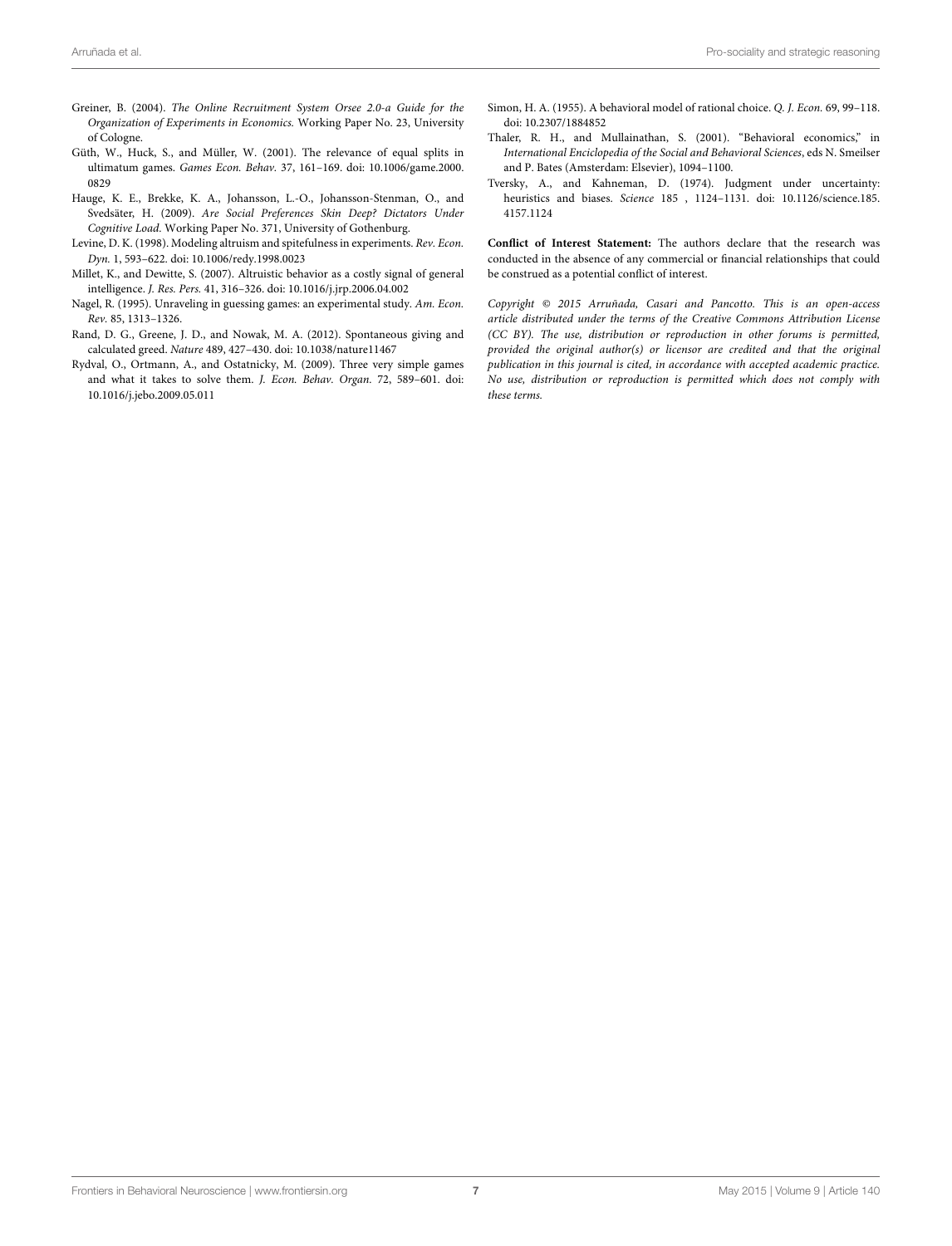Greiner, B. (2004). *The Online Recruitment System Orsee 2.0-a Guide for the Organization of Experiments in Economics.* Working Paper No. 23, University of Cologne.

Güth, W., Huck, S., and Müller, W. (2001). The relevance of equal splits in ultimatum games. *Games Econ. Behav.* 37, 161–169. doi: 10.1006/game.2000.0829

Hauge, K. E., Brekke, K. A., Johansson, L.-O., Johansson-Stenman, O., and Svedsäter, H. (2009). *Are Social Preferences Skin Deep? Dictators Under Cognitive Load.* Working Paper No. 371, University of Gothenburg.

Levine, D. K. (1998). Modeling altruism and spitefulness in experiments. *Rev. Econ. Dyn.* 1, 593–622. doi: 10.1006/redy.1998.0023

Millet, K., and Dewitte, S. (2007). Altruistic behavior as a costly signal of general intelligence. *J. Res. Pers.* 41, 316–326. doi: 10.1016/j.jrp.2006.04.002

Nagel, R. (1995). Unraveling in guessing games: an experimental study. *Am. Econ. Rev.* 85, 1313–1326.

Rand, D. G., Greene, J. D., and Nowak, M. A. (2012). Spontaneous giving and calculated greed. *Nature* 489, 427–430. doi: 10.1038/nature11467

Rydval, O., Ortmann, A., and Ostatnicky, M. (2009). Three very simple games and what it takes to solve them. *J. Econ. Behav. Organ.* 72, 589–601. doi: 10.1016/j.jebo.2009.05.011

Simon, H. A. (1955). A behavioral model of rational choice. *Q. J. Econ.* 69, 99–118. doi: 10.2307/1884852

Thaler, R. H., and Mullainathan, S. (2001). "Behavioral economics," in *International Enciclopedia of the Social and Behavioral Sciences*, eds N. Smeilser and P. Bates (Amsterdam: Elsevier), 1094–1100.

Tversky, A., and Kahneman, D. (1974). Judgment under uncertainty: heuristics and biases. *Science* 185 , 1124–1131. doi: 10.1126/science.185.4157.1124

**Conflict of Interest Statement:** The authors declare that the research was conducted in the absence of any commercial or financial relationships that could be construed as a potential conflict of interest.

*Copyright © 2015 Arruñada, Casari and Pancotto. This is an open-access article distributed under the terms of the Creative Commons Attribution License (CC BY). The use, distribution or reproduction in other forums is permitted, provided the original author(s) or licensor are credited and that the original publication in this journal is cited, in accordance with accepted academic practice. No use, distribution or reproduction is permitted which does not comply with these terms.*